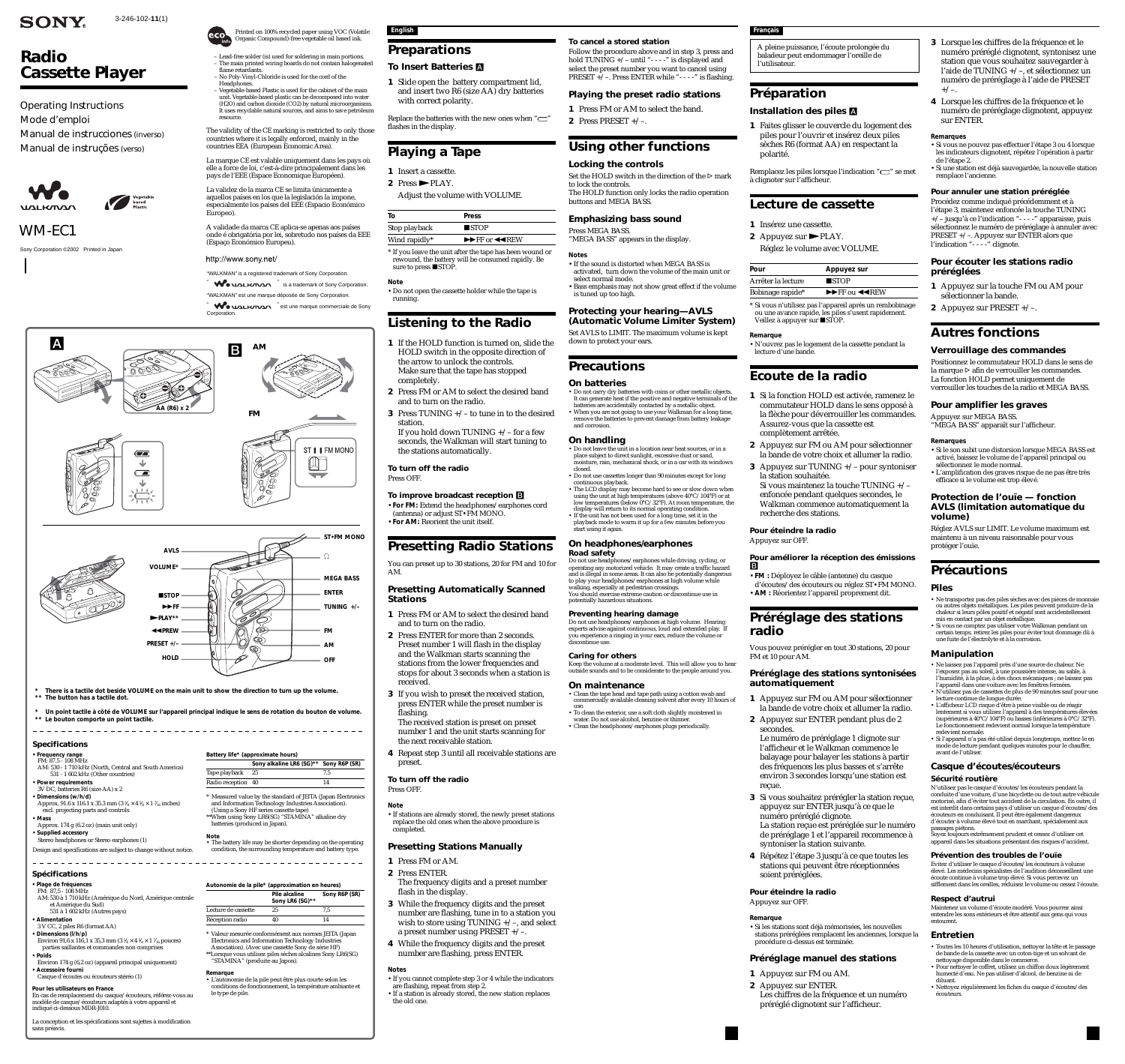SONY

3-246-102-**11**(1)

# Radio Cassette Player

Operating Instructions
Mode d'emploi
Manual de instrucciones (inverso)
Manual de instruções (verso)

WM-EC1

Sony Corporation ©2002 Printed in Japan

Printed on 100% recycled paper using VOC (Volatile Organic Compound)-free vegetable oil based ink.

– Lead-free solder (is) used for soldering in main portions.
– The main printed wiring boards do not contain halogenated flame retardants.
– No Poly-Vinyl-Chloride is used for the cord of the Headphones.
– Vegetable-based Plastic is used for the cabinet of the main unit. Vegetable-based plastic can be decomposed into water ($H_2O$) and carbon dioxide ($CO_2$) by natural microorganisms. It uses recyclable natural sources, and aims to save petroleum resource.

The validity of the CE marking is restricted to only those countries where it is legally enforced, mainly in the countries EEA (European Economic Area).

La marque CE est valable uniquement dans les pays où elle a force de loi, c'est-à-dire principalement dans les pays de l'EEE (Espace Economique Européen).

La validez de la marca CE se limita únicamente a aquellos países en los que la legislación la impone, especialmente los países del EEE (Espacio Económico Europeo).

A validade da marca CE aplica-se apenas aos países onde é obrigatória por lei, sobretudo nos países da EEE (Espaço Económico Europeu).

http://www.sony.net/

"WALKMAN" is a registered trademark of Sony Corporation.
" WALKMAN " is a trademark of Sony Corporation.
"WALKMAN" est une marque déposée de Sony Corporation.
" WALKMAN " est une marque commerciale de Sony Corporation.

A — AA (R6) x 2

B — AM / FM — ST • FM MONO

AVLS, VOLUME*, ■STOP, ►►FF, ►PLAY**, ◄◄REW, PRESET +/–, HOLD, ST•FM MONO, MEGA BASS, ENTER, TUNING +/–, FM, AM, OFF

\* **There is a tactile dot beside VOLUME on the main unit to show the direction to turn up the volume.**
\*\* **The button has a tactile dot.**

\* **Un point tactile à côté de VOLUME sur l'appareil principal indique le sens de rotation du bouton de volume.**
\*\* **Le bouton comporte un point tactile.**

## Specifications

- **Frequency range**
  FM: 87.5 - 108 MHz
  AM: 530 - 1 710 kHz (North, Central and South America)
  531 - 1 602 kHz (Other countries)
- **Power requirements**
  3V DC, batteries R6 (size AA) x 2
- **Dimensions (w/h/d)**
  Approx. 91.6 x 116.1 x 35.3 mm (3 5/8 x 4 5/8 x 1 7/16 inches) excl. projecting parts and controls
- **Mass**
  Approx. 174 g (6.2 oz) (main unit only)
- **Supplied accessory**
  Stereo headphones or Stereo earphones (1)

Design and specifications are subject to change without notice.

**Battery life\* (approximate hours)**

| | Sony alkaline LR6 (SG)** | Sony R6P (SR) |
|---|---|---|
| Tape playback | 25 | 7.5 |
| Radio reception | 40 | 14 |

\* Measured value by the standard of JEITA (Japan Electronics and Information Technology Industries Association). (Using a Sony HF series cassette tape)
\*\*When using Sony LR6(SG) "STAMINA" alkaline dry batteries (produced in Japan).

**Note**
- The battery life may be shorter depending on the operating condition, the surrounding temperature and battery type.

## Spécifications

- **Plage de fréquences**
  FM : 87,5 - 108 MHz
  AM: 530 à 1 710 kHz (Amérique du Nord, Amérique centrale et Amérique du Sud)
  531 à 1 602 kHz (Autres pays)
- **Alimentation**
  3 V CC, 2 piles R6 (format AA)
- **Dimensions (l/h/p)**
  Environ 91,6 x 116,1 x 35,3 mm (3 5/8 x 4 5/8 x 1 7/16 pouces) parties saillantes et commandes non comprises
- **Poids**
  Environ 174 g (6,2 oz) (appareil principal uniquement)
- **Accessoire fourni**
  Casque d'écoutes ou écouteurs stéréo (1)

**Pour les utilisateurs en France**
En cas de remplacement du casque/écouteurs, référez-vous au modèle de casque/écouteurs adaptés à votre appareil et indiqué ci-dessous MDR-J010.

La conception et les spécifications sont sujettes à modification sans préavis.

**Autonomie de la pile\* (approximation en heures)**

| | Pile alcaline Sony LR6 (SG)** | Sony R6P (SR) |
|---|---|---|
| Lecture de cassette | 25 | 7,5 |
| Réception radio | 40 | 14 |

\* Valeur mesurée conformément aux normes JEITA (Japan Electronics and Information Technology Industries Association). (Avec une cassette Sony de série HF)
\*\*Lorsque vous utilisez piles sèches alcalines Sony LR6(SG) "STAMINA" (produite au Japon).

**Remarque**
- L'autonomie de la pile peut être plus courte selon les conditions de fonctionnement, la température ambiante et le type de pile.

**English**

## Preparations

### To Insert Batteries A

1. Slide open the battery compartment lid, and insert two R6 (size AA) dry batteries with correct polarity.

Replace the batteries with the new ones when "▭" flashes in the display.

## Playing a Tape

1. Insert a cassette.
2. Press ►PLAY.
   Adjust the volume with VOLUME.

| To | Press |
|---|---|
| Stop playback | ■STOP |
| Wind rapidly* | ►►FF or ◄◄REW |

\* If you leave the unit after the tape has been wound or rewound, the battery will be consumed rapidly. Be sure to press ■STOP.

**Note**
- Do not open the cassette holder while the tape is running.

## Listening to the Radio

1. If the HOLD function is turned on, slide the HOLD switch in the opposite direction of the arrow to unlock the controls.
   Make sure that the tape has stopped completely.
2. Press FM or AM to select the desired band and to turn on the radio.
3. Press TUNING +/– to tune in to the desired station.
   If you hold down TUNING +/– for a few seconds, the Walkman will start tuning to the stations automatically.

**To turn off the radio**
Press OFF.

**To improve broadcast reception B**
- **For FM:** Extend the headphones/earphones cord (antenna) or adjust ST•FM MONO.
- **For AM:** Reorient the unit itself.

## Presetting Radio Stations

You can preset up to 30 stations, 20 for FM and 10 for AM.

### Presetting Automatically Scanned Stations

1. Press FM or AM to select the desired band and to turn on the radio.
2. Press ENTER for more than 2 seconds.
   Preset number 1 will flash in the display and the Walkman starts scanning the stations from the lower frequencies and stops for about 3 seconds when a station is received.
3. If you wish to preset the received station, press ENTER while the preset number is flashing.
   The received station is preset on preset number 1 and the unit starts scanning for the next receivable station.
4. Repeat step 3 until all receivable stations are preset.

**To turn off the radio**
Press OFF.

**Note**
- If stations are already stored, the newly preset stations replace the old ones when the above procedure is completed.

### Presetting Stations Manually

1. Press FM or AM.
2. Press ENTER.
   The frequency digits and a preset number flash in the display.
3. While the frequency digits and the preset number are flashing, tune in to a station you wish to store using TUNING +/–, and select a preset number using PRESET +/–.
4. While the frequency digits and the preset number are flashing, press ENTER.

**Notes**
- If you cannot complete step 3 or 4 while the indicators are flashing, repeat from step 2.
- If a station is already stored, the new station replaces the old one.

**To cancel a stored station**
Follow the procedure above and in step 3, press and hold TUNING +/– until "- - - -" is displayed and select the preset number you want to cancel using PRESET +/–. Press ENTER while "- - - -" is flashing.

### Playing the preset radio stations

1. Press FM or AM to select the band.
2. Press PRESET +/–.

## Using other functions

### Locking the controls

Set the HOLD switch in the direction of the ▷ mark to lock the controls.
The HOLD function only locks the radio operation buttons and MEGA BASS.

### Emphasizing bass sound

Press MEGA BASS.
"MEGA BASS" appears in the display.

**Notes**
- If the sound is distorted when MEGA BASS is activated, turn down the volume of the main unit or select normal mode.
- Bass emphasis may not show great effect if the volume is tuned up too high.

### Protecting your hearing—AVLS (Automatic Volume Limiter System)

Set AVLS to LIMIT. The maximum volume is kept down to protect your ears.

## Precautions

### On batteries

- Do not carry dry batteries with coins or other metallic objects. It can generate heat if the positive and negative terminals of the batteries are accidentally contacted by a metallic object.
- When you are not going to use your Walkman for a long time, remove the batteries to prevent damage from battery leakage and corrosion.

### On handling

- Do not leave the unit in a location near heat sources, or in a place subject to direct sunlight, excessive dust or sand, moisture, rain, mechanical shock, or in a car with its windows closed.
- Do not use cassettes longer than 90 minutes except for long continuous playback.
- The LCD display may become hard to see or slow down when using the unit at high temperatures (above 40°C/ 104°F) or at low temperatures (below 0°C/ 32°F). At room temperature, the display will return to its normal operating condition.
- If the unit has not been used for a long time, set it in the playback mode to warm it up for a few minutes before you start using it again.

### On headphones/earphones

**Road safety**
Do not use headphones/earphones while driving, cycling, or operating any motorized vehicle. It may create a traffic hazard and is illegal in some areas. It can also be potentially dangerous to play your headphones/earphones at high volume while walking, especially at pedestrian crossings. You should exercise extreme caution or discontinue use in potentially hazardous situations.

**Preventing hearing damage**
Do not use headphones/earphones at high volume. Hearing experts advise against continuous, loud and extended play. If you experience a ringing in your ears, reduce the volume or discontinue use.

**Caring for others**
Keep the volume at a moderate level. This will allow you to hear outside sounds and to be considerate to the people around you.

### On maintenance

- Clean the tape head and tape path using a cotton swab and commercially available cleaning solvent after every 10 hours of use.
- To clean the exterior, use a soft cloth slightly moistened in water. Do not use alcohol, benzine or thinner.
- Clean the headphones/earphones plugs periodically.

**Français**

A pleine puissance, l'écoute prolongée du baladeur peut endommager l'oreille de l'utilisateur.

## Préparation

### Installation des piles A

1. Faites glisser le couvercle du logement des piles pour l'ouvrir et insérez deux piles sèches R6 (format AA) en respectant la polarité.

Remplacez les piles lorsque l'indication "▭" se met à clignoter sur l'afficheur.

## Lecture de cassette

1. Insérez une cassette.
2. Appuyez sur ►PLAY.
   Réglez le volume avec VOLUME.

| Pour | Appuyez sur |
|---|---|
| Arrêter la lecture | ■STOP |
| Bobinage rapide* | ►►FF ou ◄◄REW |

\* Si vous n'utilisez pas l'appareil après un rembobinage ou une avance rapide, les piles s'usent rapidement. Veillez à appuyer sur ■STOP.

**Remarque**
- N'ouvrez pas le logement de la cassette pendant la lecture d'une bande.

## Ecoute de la radio

1. Si la fonction HOLD est activée, ramenez le commutateur HOLD dans le sens opposé à la flèche pour déverrouiller les commandes.
   Assurez-vous que la cassette est complètement arrêtée.
2. Appuyez sur FM ou AM pour sélectionner la bande de votre choix et allumer la radio.
3. Appuyez sur TUNING +/– pour syntoniser la station souhaitée.
   Si vous maintenez la touche TUNING +/– enfoncée pendant quelques secondes, le Walkman commence automatiquement la recherche des stations.

**Pour éteindre la radio**
Appuyez sur OFF.

**Pour améliorer la réception des émissions B**
- **FM :** Déployez le câble (antenne) du casque d'écoutes/ des écouteurs ou réglez ST•FM MONO.
- **AM :** Réorientez l'appareil proprement dit.

## Préréglage des stations radio

Vous pouvez prérégler en tout 30 stations, 20 pour FM et 10 pour AM.

### Préréglage des stations syntonisées automatiquement

1. Appuyez sur FM ou AM pour sélectionner la bande de votre choix et allumer la radio.
2. Appuyez sur ENTER pendant plus de 2 secondes.
   Le numéro de préréglage 1 clignote sur l'afficheur et le Walkman commence le balayage pour balayer les stations à partir des fréquences les plus basses et s'arrête environ 3 secondes lorsqu'une station est reçue.
3. Si vous souhaitez prérégler la station reçue, appuyez sur ENTER jusqu'à ce que le numéro préréglé clignote.
   La station reçue est préréglée sur le numéro de préréglage 1 et l'appareil recommence à syntoniser la station suivante.
4. Répétez l'étape 3 jusqu'à ce que toutes les stations qui peuvent être réceptionnées soient préréglées.

**Pour éteindre la radio**
Appuyez sur OFF.

**Remarque**
- Si les stations sont déjà mémorisées, les nouvelles stations préréglées remplacent les anciennes, lorsque la procédure ci-dessus est terminée.

### Préréglage manuel des stations

1. Appuyez sur FM ou AM.
2. Appuyez sur ENTER.
   Les chiffres de la fréquence et un numéro préréglé clignotent sur l'afficheur.
3. Lorsque les chiffres de la fréquence et le numéro préréglé clignotent, syntonisez une station que vous souhaitez sauvegarder à l'aide de TUNING +/–, et sélectionnez un numéro de préréglage à l'aide de PRESET +/–.
4. Lorsque les chiffres de la fréquence et le numéro de préréglage clignotent, appuyez sur ENTER.

**Remarques**
- Si vous ne pouvez pas effectuer l'étape 3 ou 4 lorsque les indicateurs clignotent, répétez l'opération à partir de l'étape 2.
- Si une station est déjà sauvegardée, la nouvelle station remplace l'ancienne.

**Pour annuler une station préréglée**
Procédez comme indiqué précédemment et à l'étape 3, maintenez enfoncée la touche TUNING +/– jusqu'à ce que l'indication "- - - -" apparaisse, puis sélectionnez le numéro de préréglage à annuler avec PRESET +/–. Appuyez sur ENTER alors que l'indication "- - - -" clignote.

**Pour écouter les stations radio préréglées**

1. Appuyez sur la touche FM ou AM pour sélectionner la bande.
2. Appuyez sur PRESET +/–.

## Autres fonctions

### Verrouillage des commandes

Positionnez le commutateur HOLD dans le sens de la marque ▷ afin de verrouiller les commandes.
La fonction HOLD permet uniquement de verrouiller les touches de la radio et MEGA BASS.

### Pour amplifier les graves

Appuyez sur MEGA BASS.
"MEGA BASS" apparaît sur l'afficheur.

**Remarques**
- Si le son subit une distorsion lorsque MEGA BASS est activé, baissez le volume de l'appareil principal ou sélectionnez le mode normal.
- L'amplification des graves risque de ne pas être très efficace si le volume est trop élevé.

### Protection de l'ouïe — fonction AVLS (limitation automatique du volume)

Réglez AVLS sur LIMIT. Le volume maximum est maintenu à un niveau raisonnable pour vous protéger l'ouïe.

## Précautions

### Piles

- Ne transportez pas des piles sèches avec des pièces de monnaie ou autres objets métalliques. Les piles peuvent produire de la chaleur si leurs pôles positif et négatif sont accidentellement mis en contact par un objet métallique.
- Si vous ne comptez pas utiliser votre Walkman pendant un certain temps, retirez les piles pour éviter tout dommage dû à une fuite de l'électrolyte et à la corrosion.

### Manipulation

- Ne laissez pas l'appareil près d'une source de chaleur. Ne l'exposez pas au soleil, à une poussière intense, au sable, à l'humidité, à la pluie, à des chocs mécaniques ; ne laissez pas l'appareil dans une voiture avec les fenêtres fermées.
- N'utilisez pas de cassettes de plus de 90 minutes sauf pour une lecture continue de longue durée.
- L'afficheur LCD risque d'être à peine visible ou de réagir lentement si vous utilisez l'appareil à des températures élevées (supérieures à 40°C/ 104°F) ou basses (inférieures à 0°C/ 32°F). Le fonctionnement redevient normal lorsque la température redevient normale.
- Si l'appareil n'a pas été utilisé depuis longtemps, mettez-le en mode de lecture pendant quelques minutes pour le chauffer, avant de l'utiliser.

### Casque d'écoutes/écouteurs

**Sécurité routière**
N'utilisez pas le casque d'écoutes/les écouteurs pendant la conduite d'une voiture, d'une bicyclette ou de tout autre véhicule motorisé, afin d'éviter tout accident de la circulation. En outre, il est interdit dans certains pays d'utiliser un casque d'écoutes/des écouteurs en conduisant. Il peut être également dangereux d'écouter à volume élevé tout en marchant, spécialement aux passages piétons.
Soyez toujours extrêmement prudent et cessez d'utiliser cet appareil dans les situations présentant des risques d'accident.

**Prévention des troubles de l'ouïe**
Evitez d'utiliser le casque d'écoutes/les écouteurs à volume élevé. Les médecins spécialistes de l'audition déconseillent une écoute continue à volume trop élevé. Si vous percevez un sifflement dans les oreilles, réduisez le volume ou cessez l'écoute.

**Respect d'autrui**
Maintenez un volume d'écoute modéré. Vous pourrez ainsi entendre les sons extérieurs et être attentif aux gens qui vous entourent.

### Entretien

- Toutes les 10 heures d'utilisation, nettoyez la tête et le passage de bande de la cassette avec un coton-tige et un solvant de nettoyage disponible dans le commerce.
- Pour nettoyer le coffret, utilisez un chiffon doux légèrement humecté d'eau. Ne pas utiliser d'alcool, de benzine ni de diluant.
- Nettoyez régulièrement les fiches du casque d'écoutes/des écouteurs.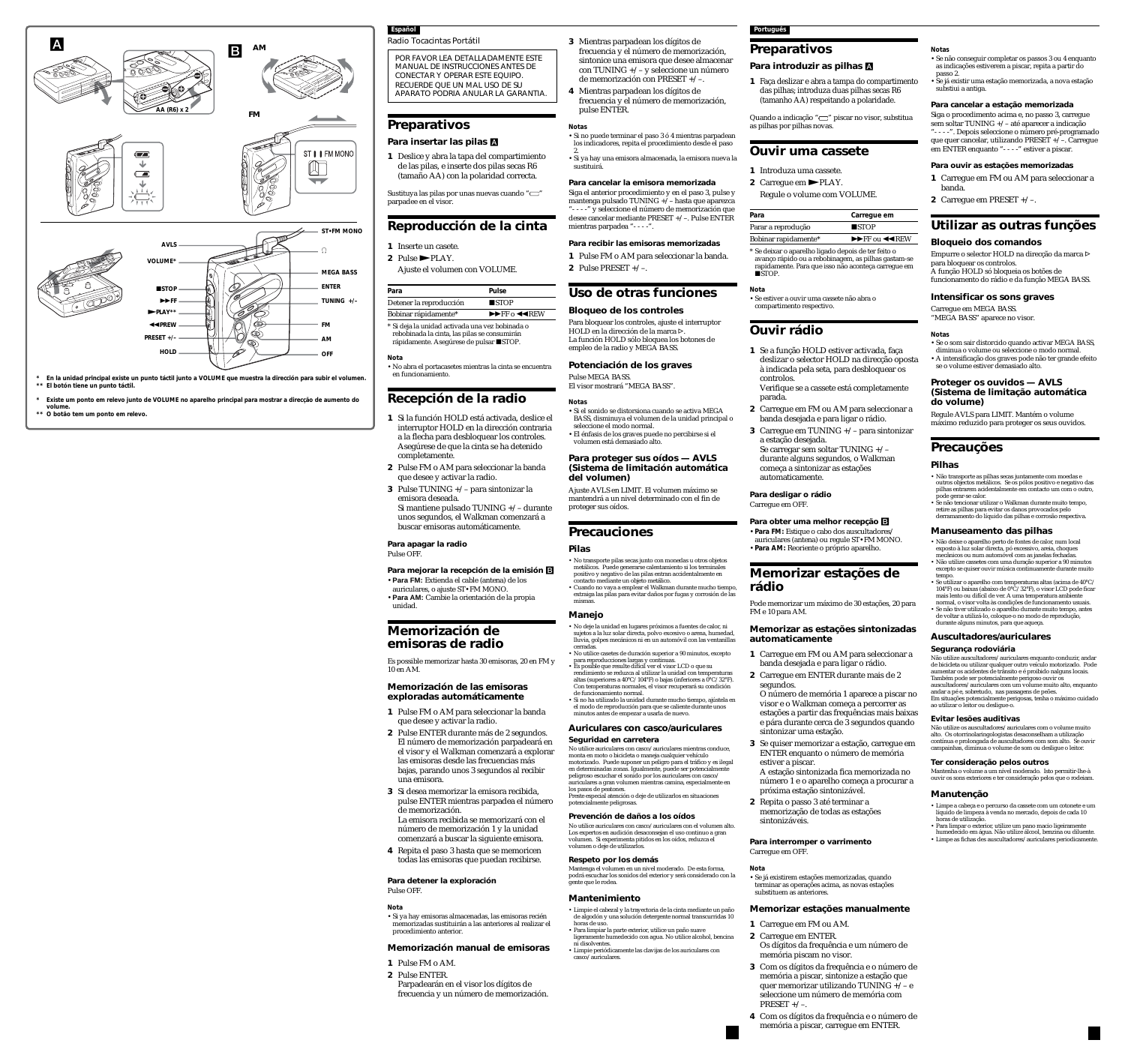**A**

**B** AM

FM

AA (R6) x 2

ST • FM MONO

AVLS

VOLUME*

■STOP

►►FF

►PLAY**

◄◄PREW

PRESET +/–

HOLD

ST•FM MONO

Ω

MEGA BASS

ENTER

TUNING +/–

FM

AM

OFF

**\* En la unidad principal existe un punto táctil junto a VOLUME que muestra la dirección para subir el volumen.**
**\*\* El botón tiene un punto táctil.**

**\* Existe um ponto em relevo junto de VOLUME no aparelho principal para mostrar a direcção de aumento do volume.**
**\*\* O botão tem um ponto em relevo.**

**Español**

Radio Tocacintas Portátil

POR FAVOR LEA DETALLADAMENTE ESTE MANUAL DE INSTRUCCIONES ANTES DE CONECTAR Y OPERAR ESTE EQUIPO. RECUERDE QUE UN MAL USO DE SU APARATO PODRIA ANULAR LA GARANTIA.

# Preparativos

### Para insertar las pilas A

**1** Deslice y abra la tapa del compartimiento de las pilas, e inserte dos pilas secas R6 (tamaño AA) con la polaridad correcta.

Sustituya las pilas por unas nuevas cuando "▭" parpadee en el visor.

# Reproducción de la cinta

**1** Inserte un casete.
**2** Pulse ►PLAY.
Ajuste el volumen con VOLUME.

| Para | Pulse |
|---|---|
| Detener la reproducción | ■STOP |
| Bobinar rápidamente* | ►►FF o ◄◄REW |

\* Si deja la unidad activada una vez bobinada o rebobinada la cinta, las pilas se consumirán rápidamente. Asegúrese de pulsar ■STOP.

**Nota**
• No abra el portacasetes mientras la cinta se encuentra en funcionamiento.

# Recepción de la radio

**1** Si la función HOLD está activada, deslice el interruptor HOLD en la dirección contraria a la flecha para desbloquear los controles. Asegúrese de que la cinta se ha detenido completamente.
**2** Pulse FM o AM para seleccionar la banda que desee y activar la radio.
**3** Pulse TUNING +/– para sintonizar la emisora deseada.
Si mantiene pulsado TUNING +/– durante unos segundos, el Walkman comenzará a buscar emisoras automáticamente.

**Para apagar la radio**
Pulse OFF.

**Para mejorar la recepción de la emisión B**
• **Para FM:** Extienda el cable (antena) de los auriculares, o ajuste ST•FM MONO.
• **Para AM:** Cambie la orientación de la propia unidad.

# Memorización de emisoras de radio

Es posible memorizar hasta 30 emisoras, 20 en FM y 10 en AM.

### Memorización de las emisoras exploradas automáticamente

**1** Pulse FM o AM para seleccionar la banda que desee y activar la radio.
**2** Pulse ENTER durante más de 2 segundos.
El número de memorización parpadeará en el visor y el Walkman comenzará a explorar las emisoras desde las frecuencias más bajas, parando unos 3 segundos al recibir una emisora.
**3** Si desea memorizar la emisora recibida, pulse ENTER mientras parpadea el número de memorización.
La emisora recibida se memorizará con el número de memorización 1 y la unidad comenzará a buscar la siguiente emisora.
**4** Repita el paso 3 hasta que se memoricen todas las emisoras que puedan recibirse.

**Para detener la exploración**
Pulse OFF.

**Nota**
• Si ya hay emisoras almacenadas, las emisoras recién memorizadas sustituirán a las anteriores al realizar el procedimiento anterior.

### Memorización manual de emisoras

**1** Pulse FM o AM.
**2** Pulse ENTER.
Parpadearán en el visor los dígitos de frecuencia y un número de memorización.
**3** Mientras parpadean los dígitos de frecuencia y el número de memorización, sintonice una emisora que desee almacenar con TUNING +/– y seleccione un número de memorización con PRESET +/–.
**4** Mientras parpadean los dígitos de frecuencia y el número de memorización, pulse ENTER.

**Notas**
• Si no puede terminar el paso 3 ó 4 mientras parpadean los indicadores, repita el procedimiento desde el paso 2.
• Si ya hay una emisora almacenada, la emisora nueva la sustituirá.

**Para cancelar la emisora memorizada**
Siga el anterior procedimiento y en el paso 3, pulse y mantenga pulsado TUNING +/– hasta que aparezca "- - - -" y seleccione el número de memorización que desee cancelar mediante PRESET +/–. Pulse ENTER mientras parpadea "- - - -".

**Para recibir las emisoras memorizadas**
**1** Pulse FM o AM para seleccionar la banda.
**2** Pulse PRESET +/–.

# Uso de otras funciones

### Bloqueo de los controles

Para bloquear los controles, ajuste el interruptor HOLD en la dirección de la marca ▷.
La función HOLD sólo bloquea los botones de empleo de la radio y MEGA BASS.

### Potenciación de los graves

Pulse MEGA BASS.
El visor mostrará "MEGA BASS".

**Notas**
• Si el sonido se distorsiona cuando se activa MEGA BASS, disminuya el volumen de la unidad principal o seleccione el modo normal.
• El énfasis de los graves puede no percibirse si el volumen está demasiado alto.

### Para proteger sus oídos — AVLS (Sistema de limitación automática del volumen)

Ajuste AVLS en LIMIT. El volumen máximo se mantendrá a un nivel determinado con el fin de proteger sus oídos.

# Precauciones

### Pilas

• No transporte pilas secas junto con monedas u otros objetos metálicos. Puede generarse calentamiento si los terminales positivo y negativo de las pilas entran accidentalmente en contacto mediante un objeto metálico.
• Cuando no vaya a emplear el Walkman durante mucho tiempo, extraiga las pilas para evitar daños por fugas y corrosión de las mismas.

### Manejo

• No deje la unidad en lugares próximos a fuentes de calor, ni sujetos a la luz solar directa, polvo excesivo o arena, humedad, lluvia, golpes mecánicos ni en un automóvil con las ventanillas cerradas.
• No utilice casetes de duración superior a 90 minutos, excepto para reproducciones largas y continuas.
• Es posible que resulte difícil ver el visor LCD o que su rendimiento se reduzca al utilizar la unidad con temperaturas altas (superiores a 40°C/ 104°F) o bajas (inferiores a 0°C/ 32°F). Con temperaturas normales, el visor recuperará su condición de funcionamiento normal.
• Si no ha utilizado la unidad durante mucho tiempo, ajústela en el modo de reproducción para que se caliente durante unos minutos antes de empezar a usarla de nuevo.

### Auriculares con casco/auriculares

**Seguridad en carretera**
No utilice auriculares con casco/auriculares mientras conduce, monta en moto o bicicleta o maneja cualquier vehículo motorizado. Puede suponer un peligro para el tráfico y es ilegal en determinadas zonas. Igualmente, puede ser potencialmente peligroso escuchar el sonido por los auriculares con casco/auriculares a gran volumen mientras camina, especialmente en los pasos de peatones.
Preste especial atención o deje de utilizarlos en situaciones potencialmente peligrosas.

**Prevención de daños a los oídos**
No utilice auriculares con casco/auriculares con el volumen alto. Los expertos en audición desaconsejan el uso continuo a gran volumen. Si experimenta pitidos en los oídos, reduzca el volumen o deje de utilizarlos.

**Respeto por los demás**
Mantenga el volumen en un nivel moderado. De esta forma, podrá escuchar los sonidos del exterior y será considerado con la gente que le rodea.

### Mantenimiento

• Limpie el cabezal y la trayectoria de la cinta mediante un paño de algodón y una solución detergente normal transcurridas 10 horas de uso.
• Para limpiar la parte exterior, utilice un paño suave ligeramente humedecido con agua. No utilice alcohol, bencina ni disolventes.
• Limpie periódicamente las clavijas de los auriculares con casco/auriculares.

**Português**

# Preparativos

### Para introduzir as pilhas A

**1** Faça deslizar e abra a tampa do compartimento das pilhas; introduza duas pilhas secas R6 (tamanho AA) respeitando a polaridade.

Quando a indicação "▭" piscar no visor, substitua as pilhas por pilhas novas.

# Ouvir uma cassete

**1** Introduza uma cassete.
**2** Carregue em ►PLAY.
Regule o volume com VOLUME.

| Para | Carregue em |
|---|---|
| Parar a reprodução | ■STOP |
| Bobinar rapidamente* | ►►FF ou ◄◄REW |

\* Se deixar o aparelho ligado depois de ter feito o avanço rápido ou a rebobinagem, as pilhas gastam-se rapidamente. Para que isso não aconteça carregue em ■STOP.

**Nota**
• Se estiver a ouvir uma cassete não abra o compartimento respectivo.

# Ouvir rádio

**1** Se a função HOLD estiver activada, faça deslizar o selector HOLD na direcção oposta à indicada pela seta, para desbloquear os controlos.
Verifique se a cassete está completamente parada.
**2** Carregue em FM ou AM para seleccionar a banda desejada e para ligar o rádio.
**3** Carregue em TUNING +/– para sintonizar a estação desejada.
Se carregar sem soltar TUNING +/– durante alguns segundos, o Walkman começa a sintonizar as estações automaticamente.

**Para desligar o rádio**
Carregue em OFF.

**Para obter uma melhor recepção B**
• **Para FM:** Estique o cabo dos auscultadores/ auriculares (antena) ou regule ST•FM MONO.
• **Para AM:** Reoriente o próprio aparelho.

# Memorizar estações de rádio

Pode memorizar um máximo de 30 estações, 20 para FM e 10 para AM.

### Memorizar as estações sintonizadas automaticamente

**1** Carregue em FM ou AM para seleccionar a banda desejada e para ligar o rádio.
**2** Carregue em ENTER durante mais de 2 segundos.
O número de memória 1 aparece a piscar no visor e o Walkman começa a percorrer as estações a partir das frequências mais baixas e pára durante cerca de 3 segundos quando sintonizar uma estação.
**3** Se quiser memorizar a estação, carregue em ENTER enquanto o número de memória estiver a piscar.
A estação sintonizada fica memorizada no número 1 e o aparelho começa a procurar a próxima estação sintonizável.
**2** Repita o passo 3 até terminar a memorização de todas as estações sintonizáveis.

**Para interromper o varrimento**
Carregue em OFF.

**Nota**
• Se já existirem estações memorizadas, quando terminar as operações acima, as novas estações substituem as anteriores.

### Memorizar estações manualmente

**1** Carregue em FM ou AM.
**2** Carregue em ENTER.
Os dígitos da frequência e um número de memória piscam no visor.
**3** Com os dígitos da frequência e o número de memória a piscar, sintonize a estação que quer memorizar utilizando TUNING +/– e seleccione um número de memória com PRESET +/–.
**4** Com os dígitos da frequência e o número de memória a piscar, carregue em ENTER.

**Notas**
• Se não conseguir completar os passos 3 ou 4 enquanto as indicações estiverem a piscar, repita a partir do passo 2.
• Se já existir uma estação memorizada, a nova estação substitui a antiga.

**Para cancelar a estação memorizada**
Siga o procedimento acima e, no passo 3, carregue sem soltar TUNING +/– até aparecer a indicação "- - - -". Depois seleccione o número pré-programado que quer cancelar, utilizando PRESET +/–. Carregue em ENTER enquanto "- - - -" estiver a piscar.

**Para ouvir as estações memorizadas**
**1** Carregue em FM ou AM para seleccionar a banda.
**2** Carregue em PRESET +/–.

# Utilizar as outras funções

### Bloqueio dos comandos

Empurre o selector HOLD na direcção da marca ▷ para bloquear os controlos.
A função HOLD só bloqueia os botões de funcionamento do rádio e da função MEGA BASS.

### Intensificar os sons graves

Carregue em MEGA BASS.
"MEGA BASS" aparece no visor.

**Notas**
• Se o som sair distorcido quando activar MEGA BASS, diminua o volume ou seleccione o modo normal.
• A intensificação dos graves pode não ter grande efeito se o volume estiver demasiado alto.

### Proteger os ouvidos — AVLS (Sistema de limitação automática do volume)

Regule AVLS para LIMIT. Mantém o volume máximo reduzido para proteger os seus ouvidos.

# Precauções

### Pilhas

• Não transporte as pilhas secas juntamente com moedas e outros objectos metálicos. Se os pólos positivo e negativo das pilhas entrarem acidentalmente em contacto com um outro, pode gerar-se calor.
• Se não tencionar utilizar o Walkman durante muito tempo, retire as pilhas para evitar os danos provocados pelo derramamento do líquido das pilhas e corrosão respectiva.

### Manuseamento das pilhas

• Não deixe o aparelho perto de fontes de calor, num local exposto à luz solar directa, pó excessivo, areia, choques mecânicos ou num automóvel com as janelas fechadas.
• Não utilize cassetes com uma duração superior a 90 minutos excepto se quiser ouvir música continuamente durante muito tempo.
• Se utilizar o aparelho com temperaturas altas (acima de 40°C/ 104°F) ou baixas (abaixo de 0°C/ 32°F), o visor LCD pode ficar mais lento ou difícil de ver. A uma temperatura ambiente normal, o visor volta às condições de funcionamento usuais.
• Se não tiver utilizado o aparelho durante muito tempo, antes de voltar a utilizá-lo, coloque-o no modo de reprodução, durante alguns minutos, para que aqueça.

### Auscultadores/auriculares

**Segurança rodoviária**
Não utilize auscultadores/ auriculares enquanto conduzir, andar de bicicleta ou utilizar qualquer outro veículo motorizado. Pode aumentar os acidentes de trânsito e é proibido nalguns locais. Também pode ser potencialmente perigoso ouvir os auscultadores/ auriculares com um volume muito alto, enquanto andar a pé e, sobretudo, nas passagens de peões.
Em situações potencialmente perigosas, tenha o máximo cuidado ao utilizar o leitor ou desligue-o.

**Evitar lesões auditivas**
Não utilize os auscultadores/ auriculares com o volume muito alto. Os otorrinolaringologistas desaconselham a utilização contínua e prolongada de auscultadores com som alto. Se ouvir campainhas, diminua o volume de som ou desligue o leitor.

**Ter consideração pelos outros**
Mantenha o volume a um nível moderado. Isto permitir-lhe-á ouvir os sons exteriores e ter consideração pelos que o rodeiam.

### Manutenção

• Limpe a cabeça e o percurso da cassete com um cotonete e um líquido de limpeza à venda no mercado, depois de cada 10 horas de utilização.
• Para limpar o exterior, utilize um pano macio ligeiramente humedecido em água. Não utilize álcool, benzina ou diluente.
• Limpe as fichas dos auscultadores/ auriculares periodicamente.